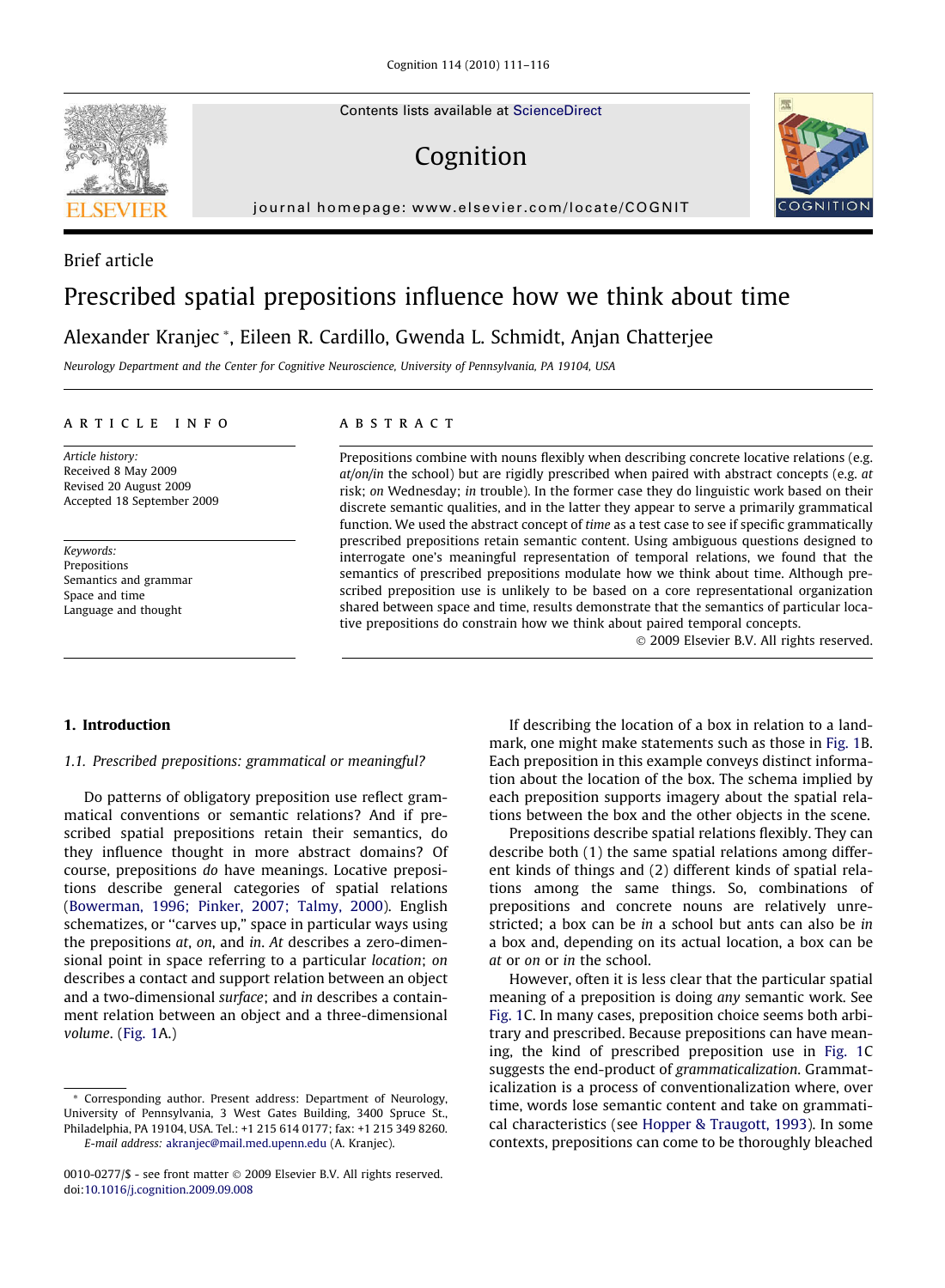Brief article

# Prescribed spatial prepositions influence how we think about time

Alexander Kranjec *, Eileen R. Cardillo, Gwenda L. Schmidt, Anjan Chatterjee

*Neurology Department and the Center for Cognitive Neuroscience, University of Pennsylvania, PA 19104, USA*

## ARTICLE INFO

*Article history:*
Received 8 May 2009
Revised 20 August 2009
Accepted 18 September 2009

*Keywords:*
Prepositions
Semantics and grammar
Space and time
Language and thought

## ABSTRACT

Prepositions combine with nouns flexibly when describing concrete locative relations (e.g. *at/on/in* the school) but are rigidly prescribed when paired with abstract concepts (e.g. *at* risk; *on* Wednesday; *in* trouble). In the former case they do linguistic work based on their discrete semantic qualities, and in the latter they appear to serve a primarily grammatical function. We used the abstract concept of *time* as a test case to see if specific grammatically prescribed prepositions retain semantic content. Using ambiguous questions designed to interrogate one's meaningful representation of temporal relations, we found that the semantics of prescribed prepositions modulate how we think about time. Although prescribed preposition use is unlikely to be based on a core representational organization shared between space and time, results demonstrate that the semantics of particular locative prepositions do constrain how we think about paired temporal concepts.

© 2009 Elsevier B.V. All rights reserved.

## 1. Introduction

### 1.1. Prescribed prepositions: grammatical or meaningful?

Do patterns of obligatory preposition use reflect grammatical conventions or semantic relations? And if prescribed spatial prepositions retain their semantics, do they influence thought in more abstract domains? Of course, prepositions *do* have meanings. Locative prepositions describe general categories of spatial relations (Bowerman, 1996; Pinker, 2007; Talmy, 2000). English schematizes, or "carves up," space in particular ways using the prepositions *at*, *on*, and *in*. *At* describes a zero-dimensional point in space referring to a particular *location*; *on* describes a contact and support relation between an object and a two-dimensional *surface*; and *in* describes a containment relation between an object and a three-dimensional *volume*. (Fig. 1A.)

If describing the location of a box in relation to a landmark, one might make statements such as those in Fig. 1B. Each preposition in this example conveys distinct information about the location of the box. The schema implied by each preposition supports imagery about the spatial relations between the box and the other objects in the scene.

Prepositions describe spatial relations flexibly. They can describe both (1) the same spatial relations among different kinds of things and (2) different kinds of spatial relations among the same things. So, combinations of prepositions and concrete nouns are relatively unrestricted; a box can be *in* a school but ants can also be *in* a box and, depending on its actual location, a box can be *at* or *on* or *in* the school.

However, often it is less clear that the particular spatial meaning of a preposition is doing *any* semantic work. See Fig. 1C. In many cases, preposition choice seems both arbitrary and prescribed. Because prepositions can have meaning, the kind of prescribed preposition use in Fig. 1C suggests the end-product of *grammaticalization*. Grammaticalization is a process of conventionalization where, over time, words lose semantic content and take on grammatical characteristics (see Hopper & Traugott, 1993). In some contexts, prepositions can come to be thoroughly bleached

* Corresponding author. Present address: Department of Neurology, University of Pennsylvania, 3 West Gates Building, 3400 Spruce St., Philadelphia, PA 19104, USA. Tel.: +1 215 614 0177; fax: +1 215 349 8260.
*E-mail address:* akranjec@mail.med.upenn.edu (A. Kranjec).

0010-0277/$ - see front matter © 2009 Elsevier B.V. All rights reserved.
doi:10.1016/j.cognition.2009.09.008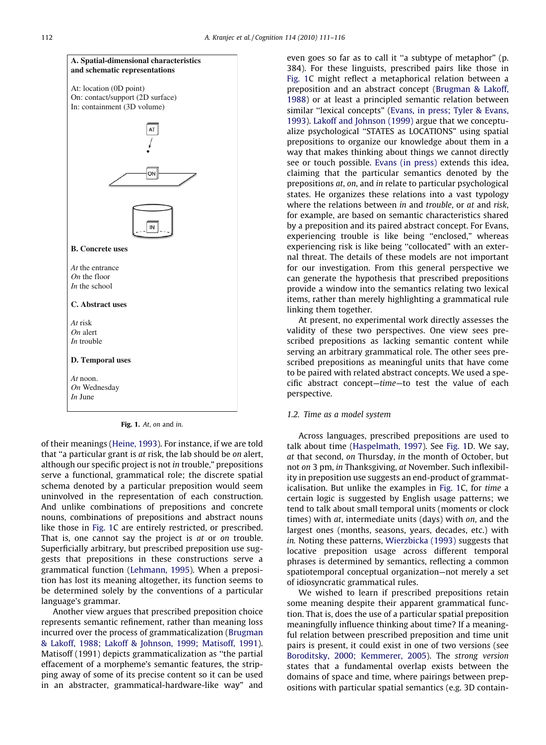**A. Spatial-dimensional characteristics and schematic representations**

At: location (0D point)
On: contact/support (2D surface)
In: containment (3D volume)

**B. Concrete uses**

*At* the entrance
*On* the floor
*In* the school

**C. Abstract uses**

*At* risk
*On* alert
*In* trouble

**D. Temporal uses**

*At* noon.
*On* Wednesday
*In* June

**Fig. 1.** *At*, *on* and *in*.

of their meanings (Heine, 1993). For instance, if we are told that "a particular grant is *at* risk, the lab should be *on* alert, although our specific project is not *in* trouble," prepositions serve a functional, grammatical role; the discrete spatial schema denoted by a particular preposition would seem uninvolved in the representation of each construction. And unlike combinations of prepositions and concrete nouns, combinations of prepositions and abstract nouns like those in Fig. 1C are entirely restricted, or prescribed. That is, one cannot say the project is *at* or *on* trouble. Superficially arbitrary, but prescribed preposition use suggests that prepositions in these constructions serve a grammatical function (Lehmann, 1995). When a preposition has lost its meaning altogether, its function seems to be determined solely by the conventions of a particular language's grammar.

Another view argues that prescribed preposition choice represents semantic refinement, rather than meaning loss incurred over the process of grammaticalization (Brugman & Lakoff, 1988; Lakoff & Johnson, 1999; Matisoff, 1991). Matisoff (1991) depicts grammaticalization as "the partial effacement of a morpheme's semantic features, the stripping away of some of its precise content so it can be used in an abstracter, grammatical-hardware-like way" and even goes so far as to call it "a subtype of metaphor" (p. 384). For these linguists, prescribed pairs like those in Fig. 1C might reflect a metaphorical relation between a preposition and an abstract concept (Brugman & Lakoff, 1988) or at least a principled semantic relation between similar "lexical concepts" (Evans, in press; Tyler & Evans, 1993). Lakoff and Johnson (1999) argue that we conceptualize psychological "STATES as LOCATIONS" using spatial prepositions to organize our knowledge about them in a way that makes thinking about things we cannot directly see or touch possible. Evans (in press) extends this idea, claiming that the particular semantics denoted by the prepositions *at*, *on*, and *in* relate to particular psychological states. He organizes these relations into a vast typology where the relations between *in* and *trouble*, or *at* and *risk*, for example, are based on semantic characteristics shared by a preposition and its paired abstract concept. For Evans, experiencing trouble is like being "enclosed," whereas experiencing risk is like being "collocated" with an external threat. The details of these models are not important for our investigation. From this general perspective we can generate the hypothesis that prescribed prepositions provide a window into the semantics relating two lexical items, rather than merely highlighting a grammatical rule linking them together.

At present, no experimental work directly assesses the validity of these two perspectives. One view sees prescribed prepositions as lacking semantic content while serving an arbitrary grammatical role. The other sees prescribed prepositions as meaningful units that have come to be paired with related abstract concepts. We used a specific abstract concept—*time*—to test the value of each perspective.

### 1.2. Time as a model system

Across languages, prescribed prepositions are used to talk about time (Haspelmath, 1997). See Fig. 1D. We say, *at* that second, *on* Thursday, *in* the month of October, but not *on* 3 pm, *in* Thanksgiving, *at* November. Such inflexibility in preposition use suggests an end-product of grammaticalisation. But unlike the examples in Fig. 1C, for *time* a certain logic is suggested by English usage patterns; we tend to talk about small temporal units (moments or clock times) with *at*, intermediate units (days) with *on*, and the largest ones (months, seasons, years, decades, etc.) with *in*. Noting these patterns, Wierzbicka (1993) suggests that locative preposition usage across different temporal phrases is determined by semantics, reflecting a common spatiotemporal conceptual organization—not merely a set of idiosyncratic grammatical rules.

We wished to learn if prescribed prepositions retain some meaning despite their apparent grammatical function. That is, does the use of a particular spatial preposition meaningfully influence thinking about time? If a meaningful relation between prescribed preposition and time unit pairs is present, it could exist in one of two versions (see Boroditsky, 2000; Kemmerer, 2005). The *strong version* states that a fundamental overlap exists between the domains of space and time, where pairings between prepositions with particular spatial semantics (e.g. 3D contain-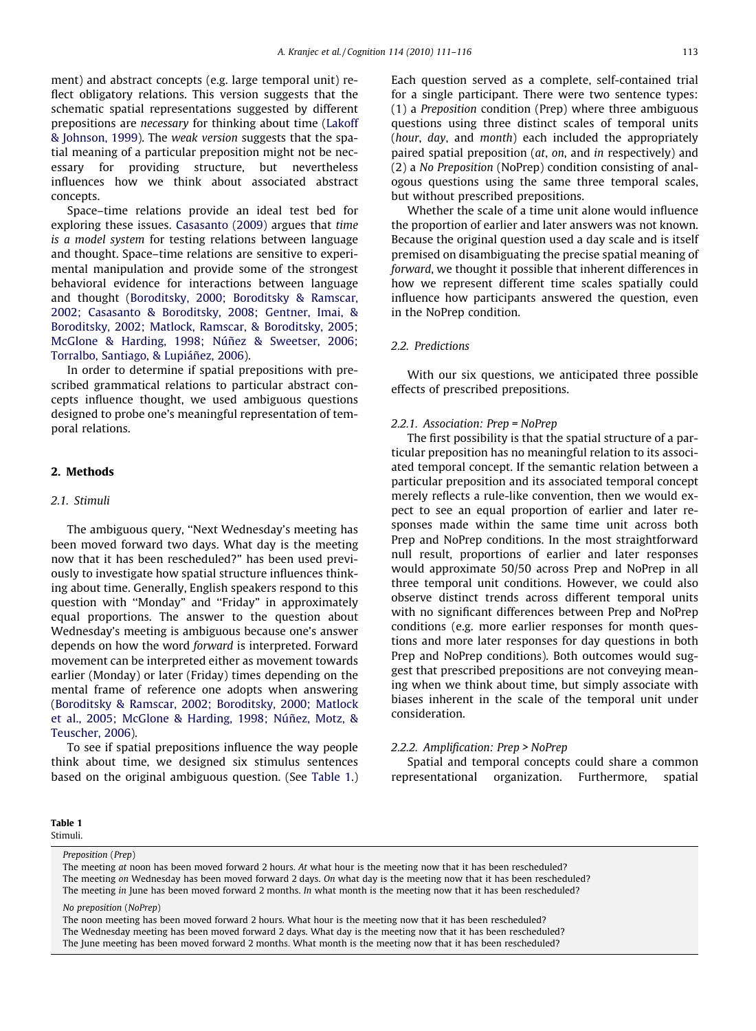ment) and abstract concepts (e.g. large temporal unit) reflect obligatory relations. This version suggests that the schematic spatial representations suggested by different prepositions are *necessary* for thinking about time (Lakoff & Johnson, 1999). The *weak version* suggests that the spatial meaning of a particular preposition might not be necessary for providing structure, but nevertheless influences how we think about associated abstract concepts.

Space–time relations provide an ideal test bed for exploring these issues. Casasanto (2009) argues that *time is a model system* for testing relations between language and thought. Space–time relations are sensitive to experimental manipulation and provide some of the strongest behavioral evidence for interactions between language and thought (Boroditsky, 2000; Boroditsky & Ramscar, 2002; Casasanto & Boroditsky, 2008; Gentner, Imai, & Boroditsky, 2002; Matlock, Ramscar, & Boroditsky, 2005; McGlone & Harding, 1998; Núñez & Sweetser, 2006; Torralbo, Santiago, & Lupiáñez, 2006).

In order to determine if spatial prepositions with prescribed grammatical relations to particular abstract concepts influence thought, we used ambiguous questions designed to probe one's meaningful representation of temporal relations.

## 2. Methods

### 2.1. Stimuli

The ambiguous query, "Next Wednesday's meeting has been moved forward two days. What day is the meeting now that it has been rescheduled?" has been used previously to investigate how spatial structure influences thinking about time. Generally, English speakers respond to this question with "Monday" and "Friday" in approximately equal proportions. The answer to the question about Wednesday's meeting is ambiguous because one's answer depends on how the word *forward* is interpreted. Forward movement can be interpreted either as movement towards earlier (Monday) or later (Friday) times depending on the mental frame of reference one adopts when answering (Boroditsky & Ramscar, 2002; Boroditsky, 2000; Matlock et al., 2005; McGlone & Harding, 1998; Núñez, Motz, & Teuscher, 2006).

To see if spatial prepositions influence the way people think about time, we designed six stimulus sentences based on the original ambiguous question. (See Table 1.) Each question served as a complete, self-contained trial for a single participant. There were two sentence types: (1) a *Preposition* condition (Prep) where three ambiguous questions using three distinct scales of temporal units (*hour*, *day*, and *month*) each included the appropriately paired spatial preposition (*at*, *on*, and *in* respectively) and (2) a *No Preposition* (NoPrep) condition consisting of analogous questions using the same three temporal scales, but without prescribed prepositions.

Whether the scale of a time unit alone would influence the proportion of earlier and later answers was not known. Because the original question used a day scale and is itself premised on disambiguating the precise spatial meaning of *forward*, we thought it possible that inherent differences in how we represent different time scales spatially could influence how participants answered the question, even in the NoPrep condition.

### 2.2. Predictions

With our six questions, we anticipated three possible effects of prescribed prepositions.

#### 2.2.1. Association: Prep = NoPrep

The first possibility is that the spatial structure of a particular preposition has no meaningful relation to its associated temporal concept. If the semantic relation between a particular preposition and its associated temporal concept merely reflects a rule-like convention, then we would expect to see an equal proportion of earlier and later responses made within the same time unit across both Prep and NoPrep conditions. In the most straightforward null result, proportions of earlier and later responses would approximate 50/50 across Prep and NoPrep in all three temporal unit conditions. However, we could also observe distinct trends across different temporal units with no significant differences between Prep and NoPrep conditions (e.g. more earlier responses for month questions and more later responses for day questions in both Prep and NoPrep conditions). Both outcomes would suggest that prescribed prepositions are not conveying meaning when we think about time, but simply associate with biases inherent in the scale of the temporal unit under consideration.

#### 2.2.2. Amplification: Prep > NoPrep

Spatial and temporal concepts could share a common representational organization. Furthermore, spatial

**Table 1**
Stimuli.

| |
|---|
| *Preposition* (*Prep*) |
| The meeting *at* noon has been moved forward 2 hours. *At* what hour is the meeting now that it has been rescheduled? |
| The meeting *on* Wednesday has been moved forward 2 days. *On* what day is the meeting now that it has been rescheduled? |
| The meeting *in* June has been moved forward 2 months. *In* what month is the meeting now that it has been rescheduled? |
| *No preposition* (*NoPrep*) |
| The noon meeting has been moved forward 2 hours. What hour is the meeting now that it has been rescheduled? |
| The Wednesday meeting has been moved forward 2 days. What day is the meeting now that it has been rescheduled? |
| The June meeting has been moved forward 2 months. What month is the meeting now that it has been rescheduled? |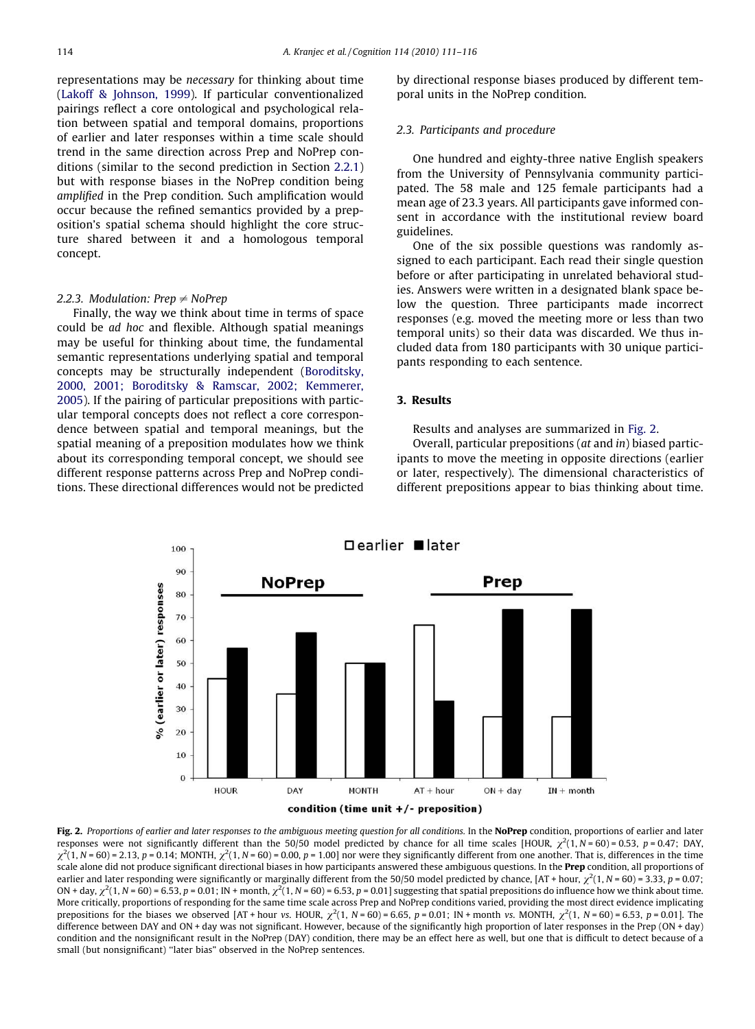representations may be *necessary* for thinking about time (Lakoff & Johnson, 1999). If particular conventionalized pairings reflect a core ontological and psychological relation between spatial and temporal domains, proportions of earlier and later responses within a time scale should trend in the same direction across Prep and NoPrep conditions (similar to the second prediction in Section 2.2.1) but with response biases in the NoPrep condition being *amplified* in the Prep condition. Such amplification would occur because the refined semantics provided by a preposition's spatial schema should highlight the core structure shared between it and a homologous temporal concept.

#### 2.2.3. Modulation: Prep ≠ NoPrep

Finally, the way we think about time in terms of space could be *ad hoc* and flexible. Although spatial meanings may be useful for thinking about time, the fundamental semantic representations underlying spatial and temporal concepts may be structurally independent (Boroditsky, 2000, 2001; Boroditsky & Ramscar, 2002; Kemmerer, 2005). If the pairing of particular prepositions with particular temporal concepts does not reflect a core correspondence between spatial and temporal meanings, but the spatial meaning of a preposition modulates how we think about its corresponding temporal concept, we should see different response patterns across Prep and NoPrep conditions. These directional differences would not be predicted by directional response biases produced by different temporal units in the NoPrep condition.

### 2.3. Participants and procedure

One hundred and eighty-three native English speakers from the University of Pennsylvania community participated. The 58 male and 125 female participants had a mean age of 23.3 years. All participants gave informed consent in accordance with the institutional review board guidelines.

One of the six possible questions was randomly assigned to each participant. Each read their single question before or after participating in unrelated behavioral studies. Answers were written in a designated blank space below the question. Three participants made incorrect responses (e.g. moved the meeting more or less than two temporal units) so their data was discarded. We thus included data from 180 participants with 30 unique participants responding to each sentence.

## 3. Results

Results and analyses are summarized in Fig. 2.

Overall, particular prepositions (*at* and *in*) biased participants to move the meeting in opposite directions (earlier or later, respectively). The dimensional characteristics of different prepositions appear to bias thinking about time.

**Fig. 2.** *Proportions of earlier and later responses to the ambiguous meeting question for all conditions.* In the **NoPrep** condition, proportions of earlier and later responses were not significantly different than the 50/50 model predicted by chance for all time scales [HOUR, $\chi^2(1, N = 60) = 0.53$, $p = 0.47$; DAY, $\chi^2(1, N = 60) = 2.13$, $p = 0.14$; MONTH, $\chi^2(1, N = 60) = 0.00$, $p = 1.00$] nor were they significantly different from one another. That is, differences in the time scale alone did not produce significant directional biases in how participants answered these ambiguous questions. In the **Prep** condition, all proportions of earlier and later responding were significantly or marginally different from the 50/50 model predicted by chance, [AT + hour, $\chi^2(1, N = 60) = 3.33$, $p = 0.07$; ON + day, $\chi^2(1, N = 60) = 6.53$, $p = 0.01$; IN + month, $\chi^2(1, N = 60) = 6.53$, $p = 0.01$] suggesting that spatial prepositions do influence how we think about time. More critically, proportions of responding for the same time scale across Prep and NoPrep conditions varied, providing the most direct evidence implicating prepositions for the biases we observed [AT + hour *vs.* HOUR, $\chi^2(1, N = 60) = 6.65$, $p = 0.01$; IN + month *vs.* MONTH, $\chi^2(1, N = 60) = 6.53$, $p = 0.01$]. The difference between DAY and ON + day was not significant. However, because of the significantly high proportion of later responses in the Prep (ON + day) condition and the nonsignificant result in the NoPrep (DAY) condition, there may be an effect here as well, but one that is difficult to detect because of a small (but nonsignificant) "later bias" observed in the NoPrep sentences.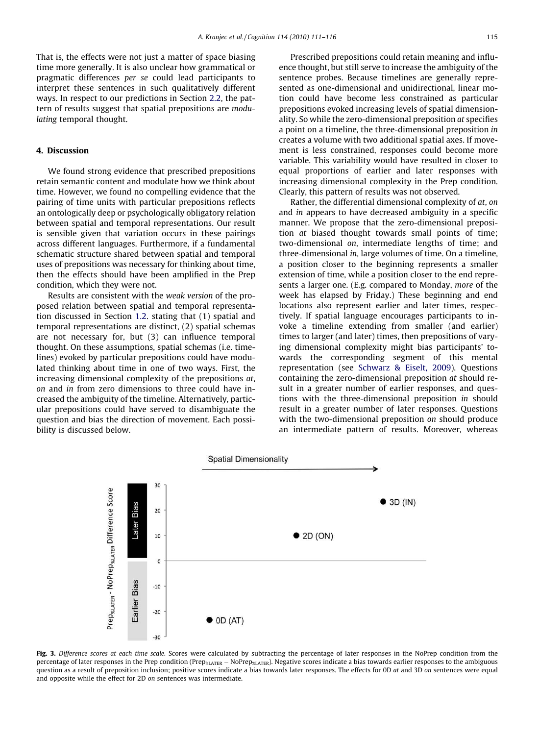That is, the effects were not just a matter of space biasing time more generally. It is also unclear how grammatical or pragmatic differences *per se* could lead participants to interpret these sentences in such qualitatively different ways. In respect to our predictions in Section 2.2, the pattern of results suggest that spatial prepositions are *modulating* temporal thought.

## 4. Discussion

We found strong evidence that prescribed prepositions retain semantic content and modulate how we think about time. However, we found no compelling evidence that the pairing of time units with particular prepositions reflects an ontologically deep or psychologically obligatory relation between spatial and temporal representations. Our result is sensible given that variation occurs in these pairings across different languages. Furthermore, if a fundamental schematic structure shared between spatial and temporal uses of prepositions was necessary for thinking about time, then the effects should have been amplified in the Prep condition, which they were not.

Results are consistent with the *weak version* of the proposed relation between spatial and temporal representation discussed in Section 1.2. stating that (1) spatial and temporal representations are distinct, (2) spatial schemas are not necessary for, but (3) can influence temporal thought. On these assumptions, spatial schemas (i.e. timelines) evoked by particular prepositions could have modulated thinking about time in one of two ways. First, the increasing dimensional complexity of the prepositions *at*, *on* and *in* from zero dimensions to three could have increased the ambiguity of the timeline. Alternatively, particular prepositions could have served to disambiguate the question and bias the direction of movement. Each possibility is discussed below.

Prescribed prepositions could retain meaning and influence thought, but still serve to increase the ambiguity of the sentence probes. Because timelines are generally represented as one-dimensional and unidirectional, linear motion could have become less constrained as particular prepositions evoked increasing levels of spatial dimensionality. So while the zero-dimensional preposition *at* specifies a point on a timeline, the three-dimensional preposition *in* creates a volume with two additional spatial axes. If movement is less constrained, responses could become more variable. This variability would have resulted in closer to equal proportions of earlier and later responses with increasing dimensional complexity in the Prep condition. Clearly, this pattern of results was not observed.

Rather, the differential dimensional complexity of *at*, *on* and *in* appears to have decreased ambiguity in a specific manner. We propose that the zero-dimensional preposition *at* biased thought towards small points of time; two-dimensional *on*, intermediate lengths of time; and three-dimensional *in*, large volumes of time. On a timeline, a position closer to the beginning represents a smaller extension of time, while a position closer to the end represents a larger one. (E.g. compared to Monday, *more* of the week has elapsed by Friday.) These beginning and end locations also represent earlier and later times, respectively. If spatial language encourages participants to invoke a timeline extending from smaller (and earlier) times to larger (and later) times, then prepositions of varying dimensional complexity might bias participants' towards the corresponding segment of this mental representation (see Schwarz & Eiselt, 2009). Questions containing the zero-dimensional preposition *at* should result in a greater number of earlier responses, and questions with the three-dimensional preposition *in* should result in a greater number of later responses. Questions with the two-dimensional preposition *on* should produce an intermediate pattern of results. Moreover, whereas

**Fig. 3.** *Difference scores at each time scale.* Scores were calculated by subtracting the percentage of later responses in the NoPrep condition from the percentage of later responses in the Prep condition ($Prep_{\%LATER} - NoPrep_{\%LATER}$). Negative scores indicate a bias towards earlier responses to the ambiguous question as a result of preposition inclusion; positive scores indicate a bias towards later responses. The effects for 0D *at* and 3D *on* sentences were equal and opposite while the effect for 2D *on* sentences was intermediate.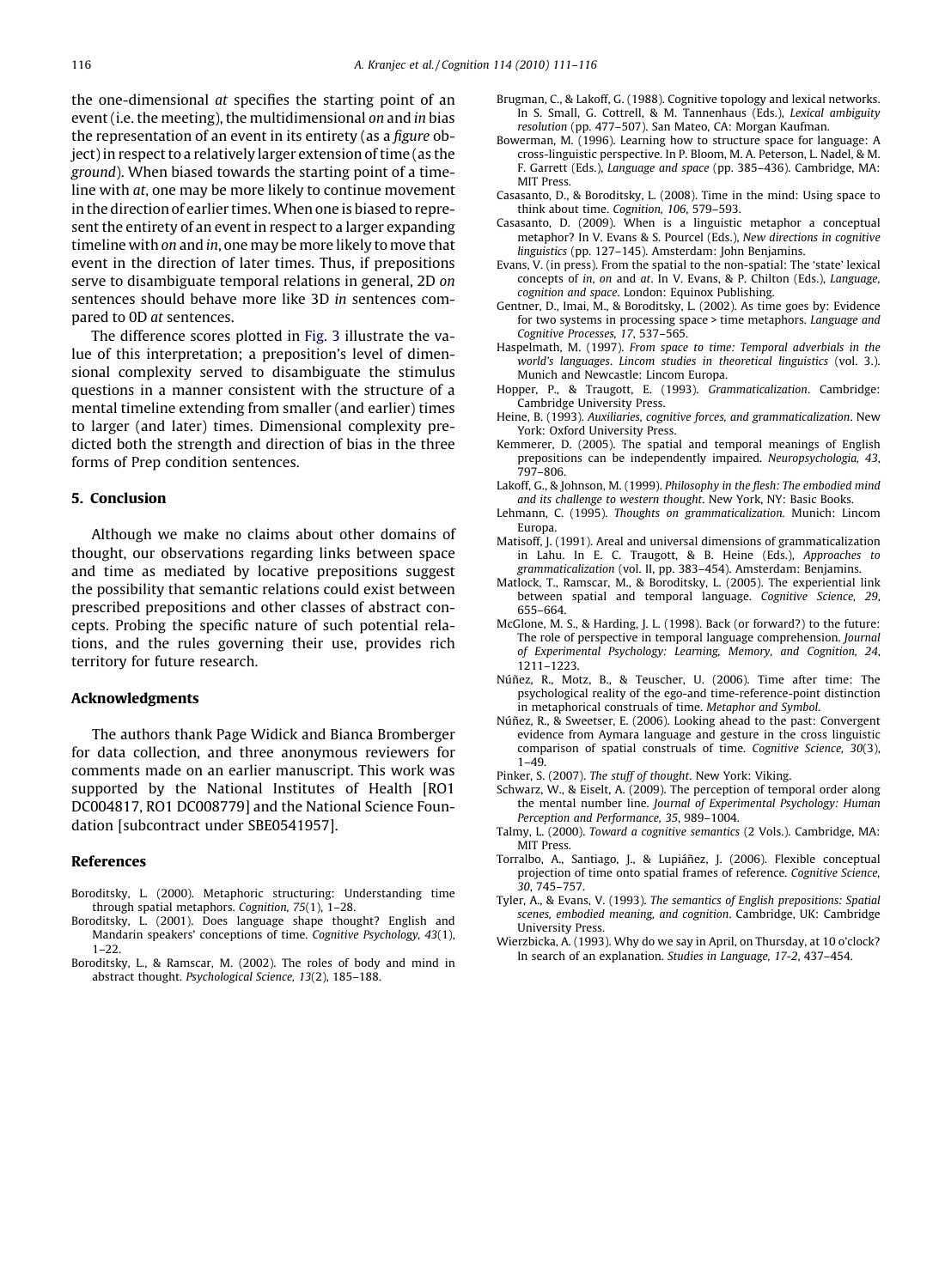the one-dimensional *at* specifies the starting point of an event (i.e. the meeting), the multidimensional *on* and *in* bias the representation of an event in its entirety (as a *figure* object) in respect to a relatively larger extension of time (as the *ground*). When biased towards the starting point of a timeline with *at*, one may be more likely to continue movement in the direction of earlier times. When one is biased to represent the entirety of an event in respect to a larger expanding timeline with *on* and *in*, one may be more likely to move that event in the direction of later times. Thus, if prepositions serve to disambiguate temporal relations in general, 2D *on* sentences should behave more like 3D *in* sentences compared to 0D *at* sentences.

The difference scores plotted in Fig. 3 illustrate the value of this interpretation; a preposition's level of dimensional complexity served to disambiguate the stimulus questions in a manner consistent with the structure of a mental timeline extending from smaller (and earlier) times to larger (and later) times. Dimensional complexity predicted both the strength and direction of bias in the three forms of Prep condition sentences.

## 5. Conclusion

Although we make no claims about other domains of thought, our observations regarding links between space and time as mediated by locative prepositions suggest the possibility that semantic relations could exist between prescribed prepositions and other classes of abstract concepts. Probing the specific nature of such potential relations, and the rules governing their use, provides rich territory for future research.

## Acknowledgments

The authors thank Page Widick and Bianca Bromberger for data collection, and three anonymous reviewers for comments made on an earlier manuscript. This work was supported by the National Institutes of Health [RO1 DC004817, RO1 DC008779] and the National Science Foundation [subcontract under SBE0541957].

## References

Boroditsky, L. (2000). Metaphoric structuring: Understanding time through spatial metaphors. *Cognition, 75*(1), 1–28.

Boroditsky, L. (2001). Does language shape thought? English and Mandarin speakers' conceptions of time. *Cognitive Psychology, 43*(1), 1–22.

Boroditsky, L., & Ramscar, M. (2002). The roles of body and mind in abstract thought. *Psychological Science, 13*(2), 185–188.

Brugman, C., & Lakoff, G. (1988). Cognitive topology and lexical networks. In S. Small, G. Cottrell, & M. Tannenhaus (Eds.), *Lexical ambiguity resolution* (pp. 477–507). San Mateo, CA: Morgan Kaufman.

Bowerman, M. (1996). Learning how to structure space for language: A cross-linguistic perspective. In P. Bloom, M. A. Peterson, L. Nadel, & M. F. Garrett (Eds.), *Language and space* (pp. 385–436). Cambridge, MA: MIT Press.

Casasanto, D., & Boroditsky, L. (2008). Time in the mind: Using space to think about time. *Cognition, 106*, 579–593.

Casasanto, D. (2009). When is a linguistic metaphor a conceptual metaphor? In V. Evans & S. Pourcel (Eds.), *New directions in cognitive linguistics* (pp. 127–145). Amsterdam: John Benjamins.

Evans, V. (in press). From the spatial to the non-spatial: The 'state' lexical concepts of *in*, *on* and *at*. In V. Evans, & P. Chilton (Eds.), *Language, cognition and space*. London: Equinox Publishing.

Gentner, D., Imai, M., & Boroditsky, L. (2002). As time goes by: Evidence for two systems in processing space > time metaphors. *Language and Cognitive Processes, 17*, 537–565.

Haspelmath, M. (1997). *From space to time: Temporal adverbials in the world's languages. Lincom studies in theoretical linguistics* (vol. 3.). Munich and Newcastle: Lincom Europa.

Hopper, P., & Traugott, E. (1993). *Grammaticalization*. Cambridge: Cambridge University Press.

Heine, B. (1993). *Auxiliaries, cognitive forces, and grammaticalization*. New York: Oxford University Press.

Kemmerer, D. (2005). The spatial and temporal meanings of English prepositions can be independently impaired. *Neuropsychologia, 43*, 797–806.

Lakoff, G., & Johnson, M. (1999). *Philosophy in the flesh: The embodied mind and its challenge to western thought*. New York, NY: Basic Books.

Lehmann, C. (1995). *Thoughts on grammaticalization*. Munich: Lincom Europa.

Matisoff, J. (1991). Areal and universal dimensions of grammaticalization in Lahu. In E. C. Traugott, & B. Heine (Eds.), *Approaches to grammaticalization* (vol. II, pp. 383–454). Amsterdam: Benjamins.

Matlock, T., Ramscar, M., & Boroditsky, L. (2005). The experiential link between spatial and temporal language. *Cognitive Science, 29*, 655–664.

McGlone, M. S., & Harding, J. L. (1998). Back (or forward?) to the future: The role of perspective in temporal language comprehension. *Journal of Experimental Psychology: Learning, Memory, and Cognition, 24*, 1211–1223.

Núñez, R., Motz, B., & Teuscher, U. (2006). Time after time: The psychological reality of the ego-and time-reference-point distinction in metaphorical construals of time. *Metaphor and Symbol.*

Núñez, R., & Sweetser, E. (2006). Looking ahead to the past: Convergent evidence from Aymara language and gesture in the cross linguistic comparison of spatial construals of time. *Cognitive Science, 30*(3), 1–49.

Pinker, S. (2007). *The stuff of thought*. New York: Viking.

Schwarz, W., & Eiselt, A. (2009). The perception of temporal order along the mental number line. *Journal of Experimental Psychology: Human Perception and Performance, 35*, 989–1004.

Talmy, L. (2000). *Toward a cognitive semantics* (2 Vols.). Cambridge, MA: MIT Press.

Torralbo, A., Santiago, J., & Lupiáñez, J. (2006). Flexible conceptual projection of time onto spatial frames of reference. *Cognitive Science, 30*, 745–757.

Tyler, A., & Evans, V. (1993). *The semantics of English prepositions: Spatial scenes, embodied meaning, and cognition*. Cambridge, UK: Cambridge University Press.

Wierzbicka, A. (1993). Why do we say in April, on Thursday, at 10 o'clock? In search of an explanation. *Studies in Language, 17-2*, 437–454.